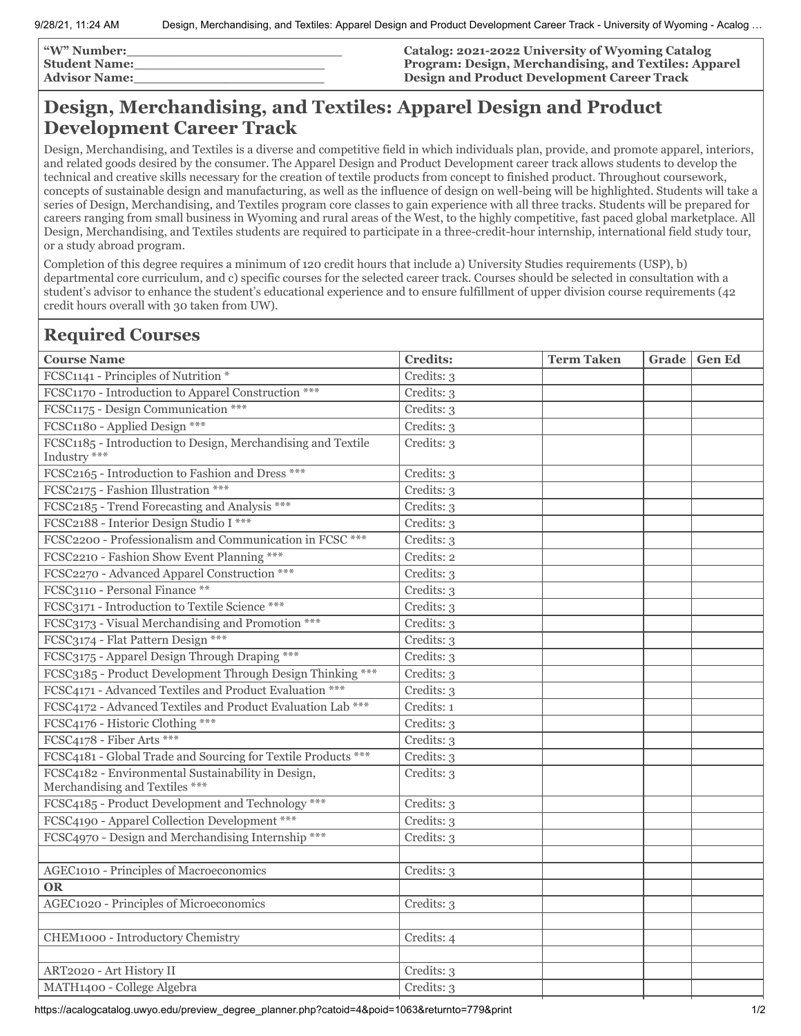**"W" Number:**\_\_\_\_\_\_\_\_\_\_\_\_\_\_\_\_\_\_\_\_\_\_\_\_\_\_
**Student Name:**\_\_\_\_\_\_\_\_\_\_\_\_\_\_\_\_\_\_\_\_\_\_\_\_
**Advisor Name:**\_\_\_\_\_\_\_\_\_\_\_\_\_\_\_\_\_\_\_\_\_\_\_\_

**Catalog: 2021-2022 University of Wyoming Catalog**
**Program: Design, Merchandising, and Textiles: Apparel Design and Product Development Career Track**

# Design, Merchandising, and Textiles: Apparel Design and Product Development Career Track

Design, Merchandising, and Textiles is a diverse and competitive field in which individuals plan, provide, and promote apparel, interiors, and related goods desired by the consumer. The Apparel Design and Product Development career track allows students to develop the technical and creative skills necessary for the creation of textile products from concept to finished product. Throughout coursework, concepts of sustainable design and manufacturing, as well as the influence of design on well-being will be highlighted. Students will take a series of Design, Merchandising, and Textiles program core classes to gain experience with all three tracks. Students will be prepared for careers ranging from small business in Wyoming and rural areas of the West, to the highly competitive, fast paced global marketplace. All Design, Merchandising, and Textiles students are required to participate in a three-credit-hour internship, international field study tour, or a study abroad program.

Completion of this degree requires a minimum of 120 credit hours that include a) University Studies requirements (USP), b) departmental core curriculum, and c) specific courses for the selected career track. Courses should be selected in consultation with a student's advisor to enhance the student's educational experience and to ensure fulfillment of upper division course requirements (42 credit hours overall with 30 taken from UW).

## Required Courses

| Course Name | Credits: | Term Taken | Grade | Gen Ed |
|---|---|---|---|---|
| FCSC1141 - Principles of Nutrition * | Credits: 3 | | | |
| FCSC1170 - Introduction to Apparel Construction *** | Credits: 3 | | | |
| FCSC1175 - Design Communication *** | Credits: 3 | | | |
| FCSC1180 - Applied Design *** | Credits: 3 | | | |
| FCSC1185 - Introduction to Design, Merchandising and Textile Industry *** | Credits: 3 | | | |
| FCSC2165 - Introduction to Fashion and Dress *** | Credits: 3 | | | |
| FCSC2175 - Fashion Illustration *** | Credits: 3 | | | |
| FCSC2185 - Trend Forecasting and Analysis *** | Credits: 3 | | | |
| FCSC2188 - Interior Design Studio I *** | Credits: 3 | | | |
| FCSC2200 - Professionalism and Communication in FCSC *** | Credits: 3 | | | |
| FCSC2210 - Fashion Show Event Planning *** | Credits: 2 | | | |
| FCSC2270 - Advanced Apparel Construction *** | Credits: 3 | | | |
| FCSC3110 - Personal Finance ** | Credits: 3 | | | |
| FCSC3171 - Introduction to Textile Science *** | Credits: 3 | | | |
| FCSC3173 - Visual Merchandising and Promotion *** | Credits: 3 | | | |
| FCSC3174 - Flat Pattern Design *** | Credits: 3 | | | |
| FCSC3175 - Apparel Design Through Draping *** | Credits: 3 | | | |
| FCSC3185 - Product Development Through Design Thinking *** | Credits: 3 | | | |
| FCSC4171 - Advanced Textiles and Product Evaluation *** | Credits: 3 | | | |
| FCSC4172 - Advanced Textiles and Product Evaluation Lab *** | Credits: 1 | | | |
| FCSC4176 - Historic Clothing *** | Credits: 3 | | | |
| FCSC4178 - Fiber Arts *** | Credits: 3 | | | |
| FCSC4181 - Global Trade and Sourcing for Textile Products *** | Credits: 3 | | | |
| FCSC4182 - Environmental Sustainability in Design, Merchandising and Textiles *** | Credits: 3 | | | |
| FCSC4185 - Product Development and Technology *** | Credits: 3 | | | |
| FCSC4190 - Apparel Collection Development *** | Credits: 3 | | | |
| FCSC4970 - Design and Merchandising Internship *** | Credits: 3 | | | |
| | | | | |
| AGEC1010 - Principles of Macroeconomics | Credits: 3 | | | |
| **OR** | | | | |
| AGEC1020 - Principles of Microeconomics | Credits: 3 | | | |
| | | | | |
| CHEM1000 - Introductory Chemistry | Credits: 4 | | | |
| | | | | |
| ART2020 - Art History II | Credits: 3 | | | |
| MATH1400 - College Algebra | Credits: 3 | | | |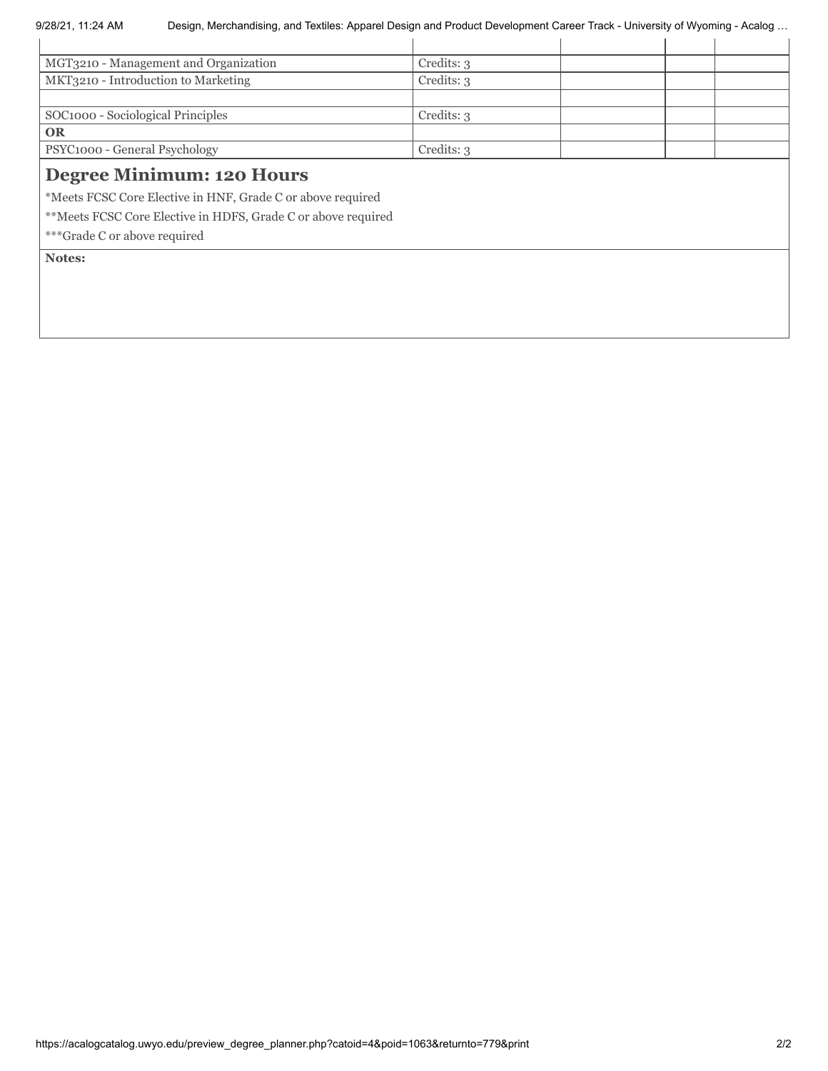| | | | | |
|---|---|---|---|---|
| MGT3210 - Management and Organization | Credits: 3 | | | |
| MKT3210 - Introduction to Marketing | Credits: 3 | | | |
| | | | | |
| SOC1000 - Sociological Principles | Credits: 3 | | | |
| **OR** | | | | |
| PSYC1000 - General Psychology | Credits: 3 | | | |

## Degree Minimum: 120 Hours

*Meets FCSC Core Elective in HNF, Grade C or above required

**Meets FCSC Core Elective in HDFS, Grade C or above required

***Grade C or above required

**Notes:**